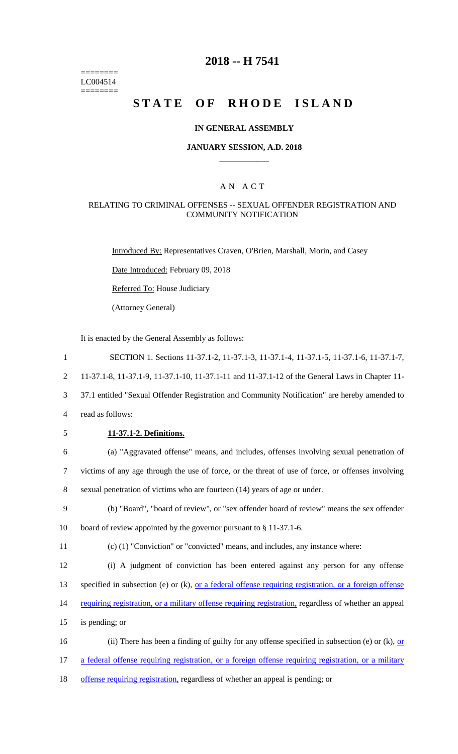========
LC004514
========

# 2018 -- H 7541

# STATE OF RHODE ISLAND

### IN GENERAL ASSEMBLY

### JANUARY SESSION, A.D. 2018

## A N A C T

### RELATING TO CRIMINAL OFFENSES -- SEXUAL OFFENDER REGISTRATION AND COMMUNITY NOTIFICATION

Introduced By: Representatives Craven, O'Brien, Marshall, Morin, and Casey

Date Introduced: February 09, 2018

Referred To: House Judiciary

(Attorney General)

It is enacted by the General Assembly as follows:

1 SECTION 1. Sections 11-37.1-2, 11-37.1-3, 11-37.1-4, 11-37.1-5, 11-37.1-6, 11-37.1-7,
2 11-37.1-8, 11-37.1-9, 11-37.1-10, 11-37.1-11 and 11-37.1-12 of the General Laws in Chapter 11-
3 37.1 entitled "Sexual Offender Registration and Community Notification" are hereby amended to
4 read as follows:

5 **11-37.1-2. Definitions.**

6 (a) "Aggravated offense" means, and includes, offenses involving sexual penetration of
7 victims of any age through the use of force, or the threat of use of force, or offenses involving
8 sexual penetration of victims who are fourteen (14) years of age or under.

9 (b) "Board", "board of review", or "sex offender board of review" means the sex offender
10 board of review appointed by the governor pursuant to § 11-37.1-6.

11 (c) (1) "Conviction" or "convicted" means, and includes, any instance where:

12 (i) A judgment of conviction has been entered against any person for any offense
13 specified in subsection (e) or (k), or a federal offense requiring registration, or a foreign offense
14 requiring registration, or a military offense requiring registration, regardless of whether an appeal
15 is pending; or

16 (ii) There has been a finding of guilty for any offense specified in subsection (e) or (k), or
17 a federal offense requiring registration, or a foreign offense requiring registration, or a military
18 offense requiring registration, regardless of whether an appeal is pending; or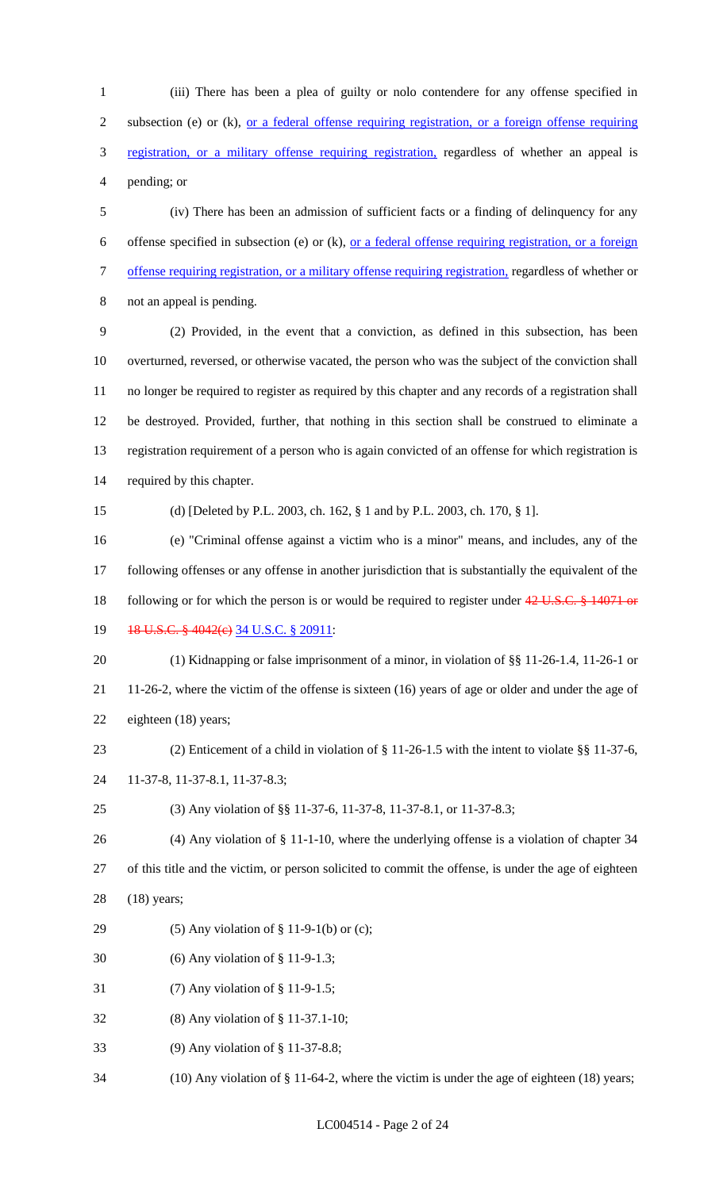(iii) There has been a plea of guilty or nolo contendere for any offense specified in subsection (e) or (k), or a federal offense requiring registration, or a foreign offense requiring registration, or a military offense requiring registration, regardless of whether an appeal is pending; or

(iv) There has been an admission of sufficient facts or a finding of delinquency for any offense specified in subsection (e) or (k), or a federal offense requiring registration, or a foreign offense requiring registration, or a military offense requiring registration, regardless of whether or not an appeal is pending.

(2) Provided, in the event that a conviction, as defined in this subsection, has been overturned, reversed, or otherwise vacated, the person who was the subject of the conviction shall no longer be required to register as required by this chapter and any records of a registration shall be destroyed. Provided, further, that nothing in this section shall be construed to eliminate a registration requirement of a person who is again convicted of an offense for which registration is required by this chapter.

(d) [Deleted by P.L. 2003, ch. 162, § 1 and by P.L. 2003, ch. 170, § 1].

(e) "Criminal offense against a victim who is a minor" means, and includes, any of the following offenses or any offense in another jurisdiction that is substantially the equivalent of the following or for which the person is or would be required to register under ~~42 U.S.C. § 14071 or 18 U.S.C. § 4042(c)~~ 34 U.S.C. § 20911:

(1) Kidnapping or false imprisonment of a minor, in violation of §§ 11-26-1.4, 11-26-1 or 11-26-2, where the victim of the offense is sixteen (16) years of age or older and under the age of eighteen (18) years;

(2) Enticement of a child in violation of § 11-26-1.5 with the intent to violate §§ 11-37-6, 11-37-8, 11-37-8.1, 11-37-8.3;

(3) Any violation of §§ 11-37-6, 11-37-8, 11-37-8.1, or 11-37-8.3;

(4) Any violation of § 11-1-10, where the underlying offense is a violation of chapter 34 of this title and the victim, or person solicited to commit the offense, is under the age of eighteen (18) years;

(5) Any violation of § 11-9-1(b) or (c);

(6) Any violation of § 11-9-1.3;

(7) Any violation of § 11-9-1.5;

(8) Any violation of § 11-37.1-10;

(9) Any violation of § 11-37-8.8;

(10) Any violation of § 11-64-2, where the victim is under the age of eighteen (18) years;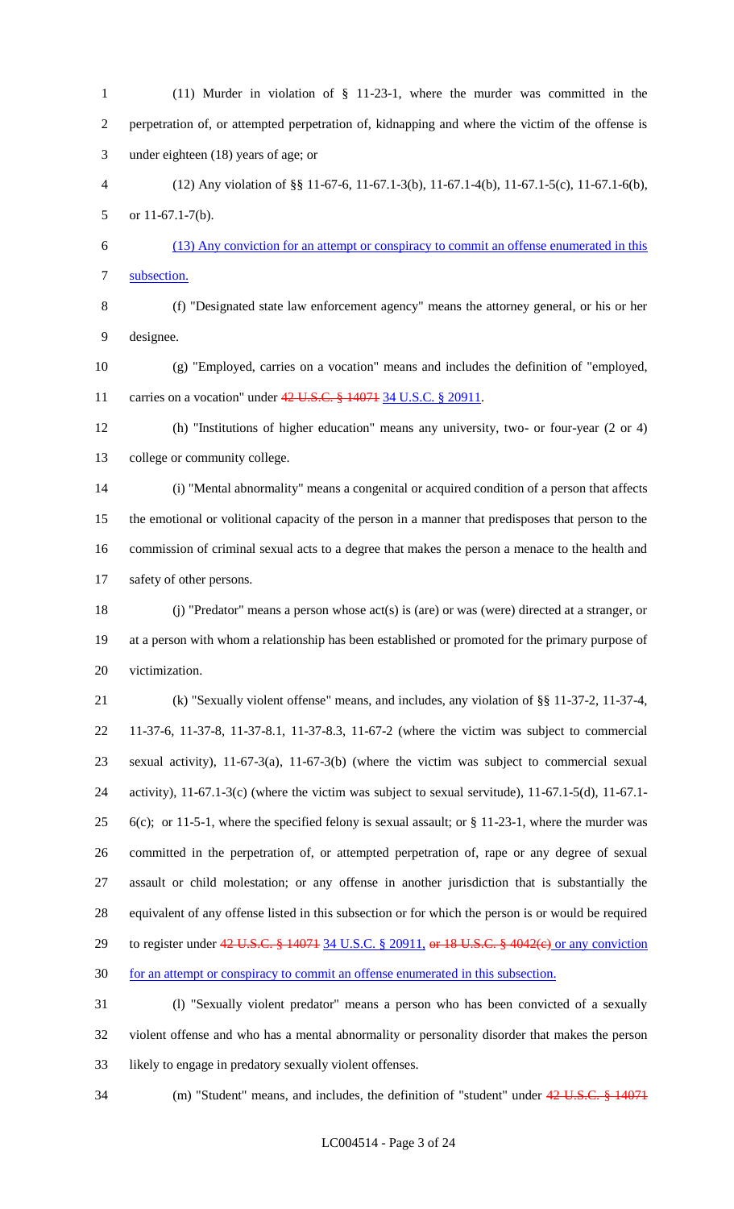(11) Murder in violation of § 11-23-1, where the murder was committed in the perpetration of, or attempted perpetration of, kidnapping and where the victim of the offense is under eighteen (18) years of age; or

(12) Any violation of §§ 11-67-6, 11-67.1-3(b), 11-67.1-4(b), 11-67.1-5(c), 11-67.1-6(b), or 11-67.1-7(b).

(13) Any conviction for an attempt or conspiracy to commit an offense enumerated in this subsection.

(f) "Designated state law enforcement agency" means the attorney general, or his or her designee.

(g) "Employed, carries on a vocation" means and includes the definition of "employed, carries on a vocation" under ~~42 U.S.C. § 14071~~ 34 U.S.C. § 20911.

(h) "Institutions of higher education" means any university, two- or four-year (2 or 4) college or community college.

(i) "Mental abnormality" means a congenital or acquired condition of a person that affects the emotional or volitional capacity of the person in a manner that predisposes that person to the commission of criminal sexual acts to a degree that makes the person a menace to the health and safety of other persons.

(j) "Predator" means a person whose act(s) is (are) or was (were) directed at a stranger, or at a person with whom a relationship has been established or promoted for the primary purpose of victimization.

(k) "Sexually violent offense" means, and includes, any violation of §§ 11-37-2, 11-37-4, 11-37-6, 11-37-8, 11-37-8.1, 11-37-8.3, 11-67-2 (where the victim was subject to commercial sexual activity), 11-67-3(a), 11-67-3(b) (where the victim was subject to commercial sexual activity), 11-67.1-3(c) (where the victim was subject to sexual servitude), 11-67.1-5(d), 11-67.1-6(c); or 11-5-1, where the specified felony is sexual assault; or § 11-23-1, where the murder was committed in the perpetration of, or attempted perpetration of, rape or any degree of sexual assault or child molestation; or any offense in another jurisdiction that is substantially the equivalent of any offense listed in this subsection or for which the person is or would be required to register under ~~42 U.S.C. § 14071~~ 34 U.S.C. § 20911, ~~or 18 U.S.C. § 4042(c)~~ or any conviction for an attempt or conspiracy to commit an offense enumerated in this subsection.

(l) "Sexually violent predator" means a person who has been convicted of a sexually violent offense and who has a mental abnormality or personality disorder that makes the person likely to engage in predatory sexually violent offenses.

(m) "Student" means, and includes, the definition of "student" under ~~42 U.S.C. § 14071~~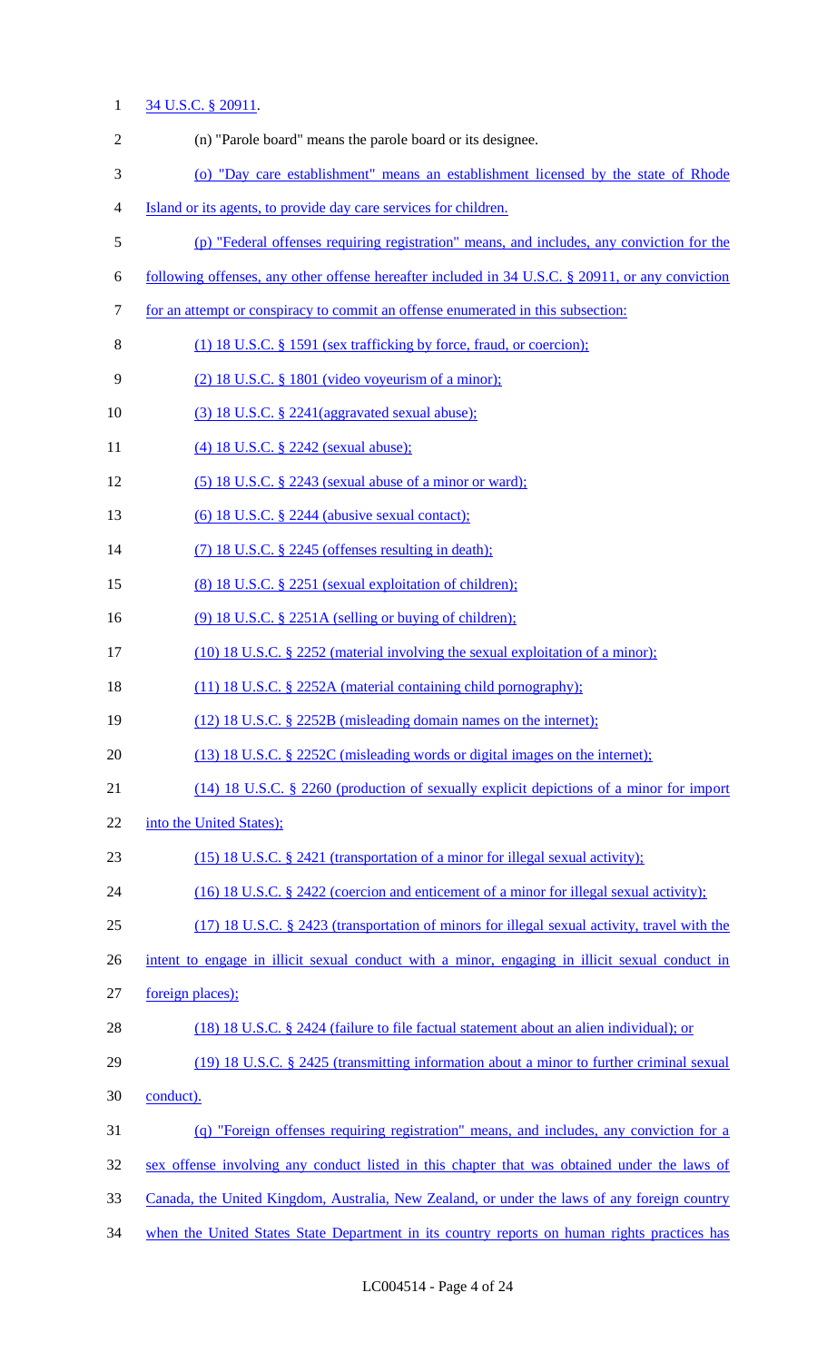34 U.S.C. § 20911.

(n) "Parole board" means the parole board or its designee.

(o) "Day care establishment" means an establishment licensed by the state of Rhode Island or its agents, to provide day care services for children.

(p) "Federal offenses requiring registration" means, and includes, any conviction for the following offenses, any other offense hereafter included in 34 U.S.C. § 20911, or any conviction for an attempt or conspiracy to commit an offense enumerated in this subsection:

(1) 18 U.S.C. § 1591 (sex trafficking by force, fraud, or coercion);

(2) 18 U.S.C. § 1801 (video voyeurism of a minor);

(3) 18 U.S.C. § 2241(aggravated sexual abuse);

(4) 18 U.S.C. § 2242 (sexual abuse);

(5) 18 U.S.C. § 2243 (sexual abuse of a minor or ward);

(6) 18 U.S.C. § 2244 (abusive sexual contact);

(7) 18 U.S.C. § 2245 (offenses resulting in death);

(8) 18 U.S.C. § 2251 (sexual exploitation of children);

(9) 18 U.S.C. § 2251A (selling or buying of children);

(10) 18 U.S.C. § 2252 (material involving the sexual exploitation of a minor);

(11) 18 U.S.C. § 2252A (material containing child pornography);

(12) 18 U.S.C. § 2252B (misleading domain names on the internet);

(13) 18 U.S.C. § 2252C (misleading words or digital images on the internet);

(14) 18 U.S.C. § 2260 (production of sexually explicit depictions of a minor for import into the United States);

(15) 18 U.S.C. § 2421 (transportation of a minor for illegal sexual activity);

(16) 18 U.S.C. § 2422 (coercion and enticement of a minor for illegal sexual activity);

(17) 18 U.S.C. § 2423 (transportation of minors for illegal sexual activity, travel with the intent to engage in illicit sexual conduct with a minor, engaging in illicit sexual conduct in foreign places);

(18) 18 U.S.C. § 2424 (failure to file factual statement about an alien individual); or

(19) 18 U.S.C. § 2425 (transmitting information about a minor to further criminal sexual conduct).

(q) "Foreign offenses requiring registration" means, and includes, any conviction for a sex offense involving any conduct listed in this chapter that was obtained under the laws of Canada, the United Kingdom, Australia, New Zealand, or under the laws of any foreign country when the United States State Department in its country reports on human rights practices has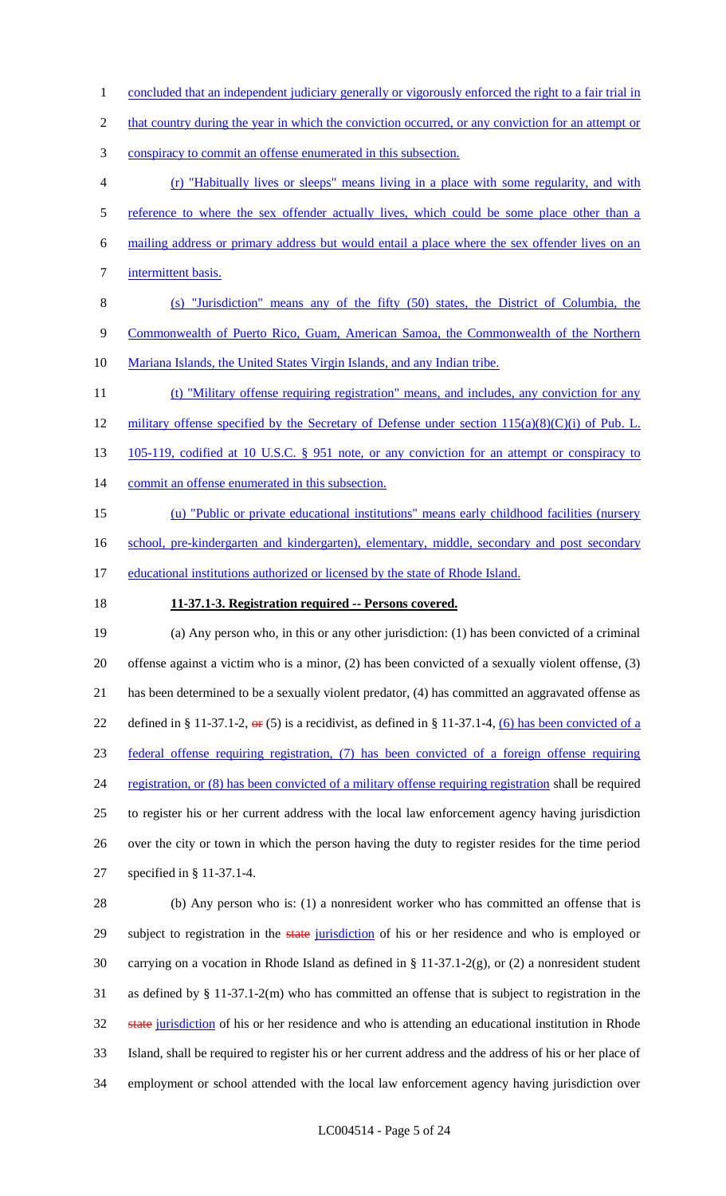concluded that an independent judiciary generally or vigorously enforced the right to a fair trial in that country during the year in which the conviction occurred, or any conviction for an attempt or conspiracy to commit an offense enumerated in this subsection.

(r) "Habitually lives or sleeps" means living in a place with some regularity, and with reference to where the sex offender actually lives, which could be some place other than a mailing address or primary address but would entail a place where the sex offender lives on an intermittent basis.

(s) "Jurisdiction" means any of the fifty (50) states, the District of Columbia, the Commonwealth of Puerto Rico, Guam, American Samoa, the Commonwealth of the Northern Mariana Islands, the United States Virgin Islands, and any Indian tribe.

(t) "Military offense requiring registration" means, and includes, any conviction for any military offense specified by the Secretary of Defense under section 115(a)(8)(C)(i) of Pub. L. 105-119, codified at 10 U.S.C. § 951 note, or any conviction for an attempt or conspiracy to commit an offense enumerated in this subsection.

(u) "Public or private educational institutions" means early childhood facilities (nursery school, pre-kindergarten and kindergarten), elementary, middle, secondary and post secondary educational institutions authorized or licensed by the state of Rhode Island.

**11-37.1-3. Registration required -- Persons covered.**

(a) Any person who, in this or any other jurisdiction: (1) has been convicted of a criminal offense against a victim who is a minor, (2) has been convicted of a sexually violent offense, (3) has been determined to be a sexually violent predator, (4) has committed an aggravated offense as defined in § 11-37.1-2, ~~or~~ (5) is a recidivist, as defined in § 11-37.1-4, (6) has been convicted of a federal offense requiring registration, (7) has been convicted of a foreign offense requiring registration, or (8) has been convicted of a military offense requiring registration shall be required to register his or her current address with the local law enforcement agency having jurisdiction over the city or town in which the person having the duty to register resides for the time period specified in § 11-37.1-4.

(b) Any person who is: (1) a nonresident worker who has committed an offense that is subject to registration in the ~~state~~ jurisdiction of his or her residence and who is employed or carrying on a vocation in Rhode Island as defined in § 11-37.1-2(g), or (2) a nonresident student as defined by § 11-37.1-2(m) who has committed an offense that is subject to registration in the ~~state~~ jurisdiction of his or her residence and who is attending an educational institution in Rhode Island, shall be required to register his or her current address and the address of his or her place of employment or school attended with the local law enforcement agency having jurisdiction over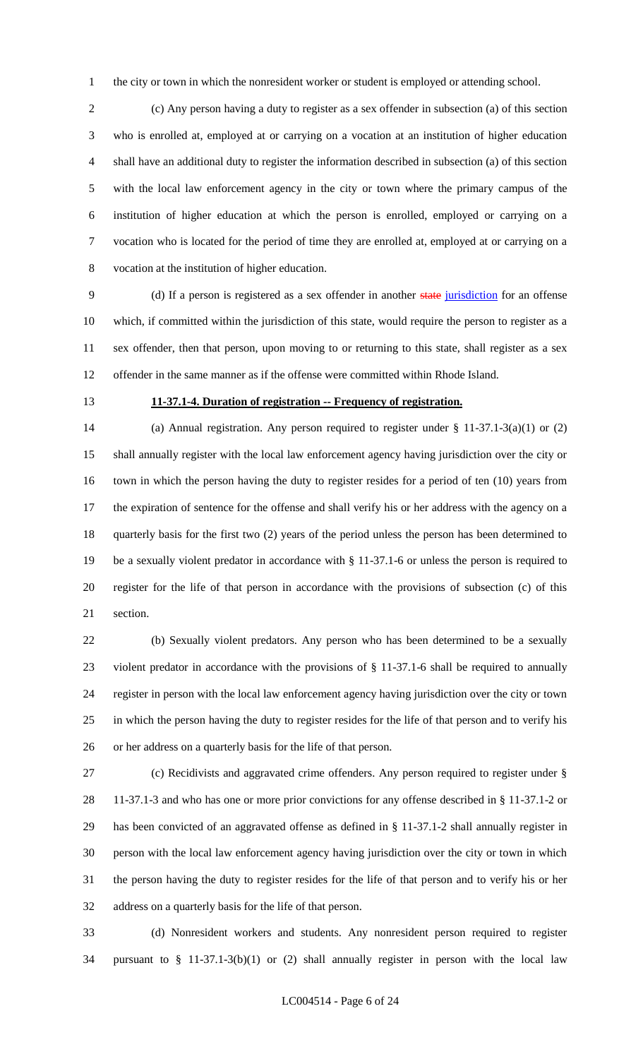the city or town in which the nonresident worker or student is employed or attending school.

(c) Any person having a duty to register as a sex offender in subsection (a) of this section who is enrolled at, employed at or carrying on a vocation at an institution of higher education shall have an additional duty to register the information described in subsection (a) of this section with the local law enforcement agency in the city or town where the primary campus of the institution of higher education at which the person is enrolled, employed or carrying on a vocation who is located for the period of time they are enrolled at, employed at or carrying on a vocation at the institution of higher education.

(d) If a person is registered as a sex offender in another ~~state~~ jurisdiction for an offense which, if committed within the jurisdiction of this state, would require the person to register as a sex offender, then that person, upon moving to or returning to this state, shall register as a sex offender in the same manner as if the offense were committed within Rhode Island.

**11-37.1-4. Duration of registration -- Frequency of registration.**

(a) Annual registration. Any person required to register under § 11-37.1-3(a)(1) or (2) shall annually register with the local law enforcement agency having jurisdiction over the city or town in which the person having the duty to register resides for a period of ten (10) years from the expiration of sentence for the offense and shall verify his or her address with the agency on a quarterly basis for the first two (2) years of the period unless the person has been determined to be a sexually violent predator in accordance with § 11-37.1-6 or unless the person is required to register for the life of that person in accordance with the provisions of subsection (c) of this section.

(b) Sexually violent predators. Any person who has been determined to be a sexually violent predator in accordance with the provisions of § 11-37.1-6 shall be required to annually register in person with the local law enforcement agency having jurisdiction over the city or town in which the person having the duty to register resides for the life of that person and to verify his or her address on a quarterly basis for the life of that person.

(c) Recidivists and aggravated crime offenders. Any person required to register under § 11-37.1-3 and who has one or more prior convictions for any offense described in § 11-37.1-2 or has been convicted of an aggravated offense as defined in § 11-37.1-2 shall annually register in person with the local law enforcement agency having jurisdiction over the city or town in which the person having the duty to register resides for the life of that person and to verify his or her address on a quarterly basis for the life of that person.

(d) Nonresident workers and students. Any nonresident person required to register pursuant to § 11-37.1-3(b)(1) or (2) shall annually register in person with the local law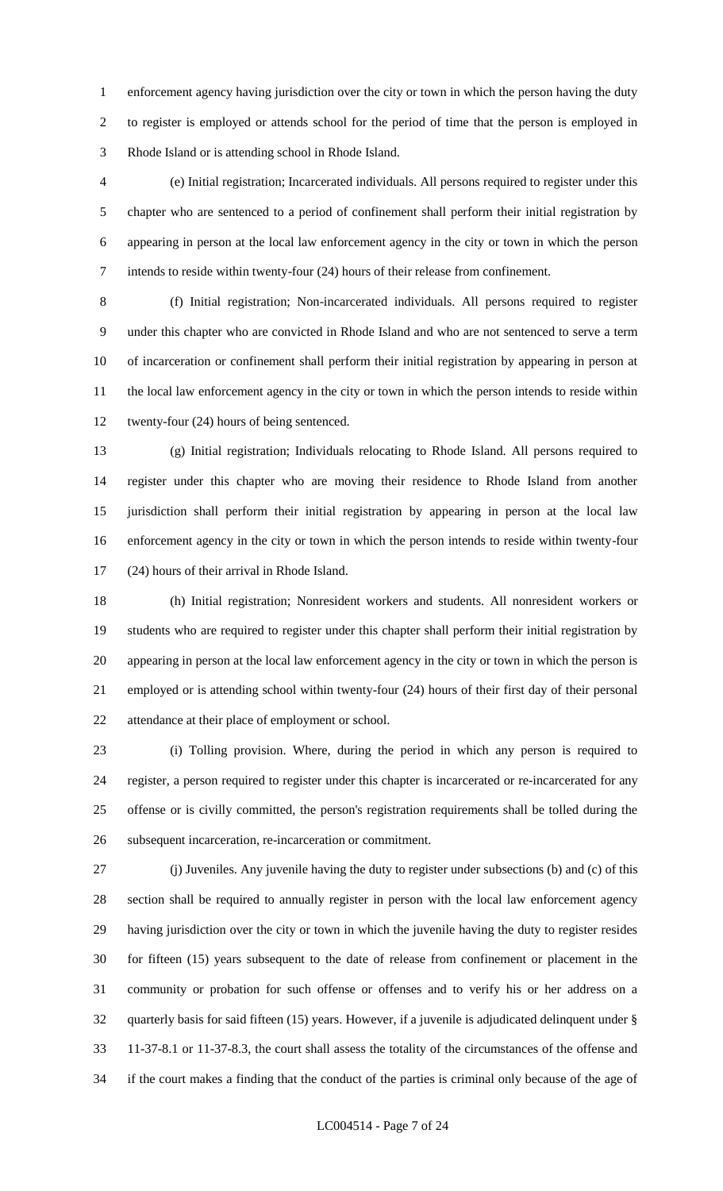enforcement agency having jurisdiction over the city or town in which the person having the duty to register is employed or attends school for the period of time that the person is employed in Rhode Island or is attending school in Rhode Island.

(e) Initial registration; Incarcerated individuals. All persons required to register under this chapter who are sentenced to a period of confinement shall perform their initial registration by appearing in person at the local law enforcement agency in the city or town in which the person intends to reside within twenty-four (24) hours of their release from confinement.

(f) Initial registration; Non-incarcerated individuals. All persons required to register under this chapter who are convicted in Rhode Island and who are not sentenced to serve a term of incarceration or confinement shall perform their initial registration by appearing in person at the local law enforcement agency in the city or town in which the person intends to reside within twenty-four (24) hours of being sentenced.

(g) Initial registration; Individuals relocating to Rhode Island. All persons required to register under this chapter who are moving their residence to Rhode Island from another jurisdiction shall perform their initial registration by appearing in person at the local law enforcement agency in the city or town in which the person intends to reside within twenty-four (24) hours of their arrival in Rhode Island.

(h) Initial registration; Nonresident workers and students. All nonresident workers or students who are required to register under this chapter shall perform their initial registration by appearing in person at the local law enforcement agency in the city or town in which the person is employed or is attending school within twenty-four (24) hours of their first day of their personal attendance at their place of employment or school.

(i) Tolling provision. Where, during the period in which any person is required to register, a person required to register under this chapter is incarcerated or re-incarcerated for any offense or is civilly committed, the person's registration requirements shall be tolled during the subsequent incarceration, re-incarceration or commitment.

(j) Juveniles. Any juvenile having the duty to register under subsections (b) and (c) of this section shall be required to annually register in person with the local law enforcement agency having jurisdiction over the city or town in which the juvenile having the duty to register resides for fifteen (15) years subsequent to the date of release from confinement or placement in the community or probation for such offense or offenses and to verify his or her address on a quarterly basis for said fifteen (15) years. However, if a juvenile is adjudicated delinquent under § 11-37-8.1 or 11-37-8.3, the court shall assess the totality of the circumstances of the offense and if the court makes a finding that the conduct of the parties is criminal only because of the age of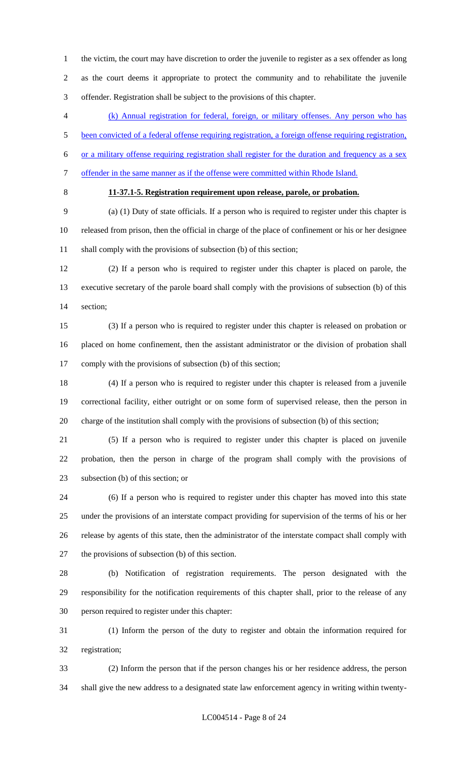the victim, the court may have discretion to order the juvenile to register as a sex offender as long as the court deems it appropriate to protect the community and to rehabilitate the juvenile offender. Registration shall be subject to the provisions of this chapter.

<u>(k) Annual registration for federal, foreign, or military offenses. Any person who has been convicted of a federal offense requiring registration, a foreign offense requiring registration, or a military offense requiring registration shall register for the duration and frequency as a sex offender in the same manner as if the offense were committed within Rhode Island.</u>

**11-37.1-5. Registration requirement upon release, parole, or probation.**

(a) (1) Duty of state officials. If a person who is required to register under this chapter is released from prison, then the official in charge of the place of confinement or his or her designee shall comply with the provisions of subsection (b) of this section;

(2) If a person who is required to register under this chapter is placed on parole, the executive secretary of the parole board shall comply with the provisions of subsection (b) of this section;

(3) If a person who is required to register under this chapter is released on probation or placed on home confinement, then the assistant administrator or the division of probation shall comply with the provisions of subsection (b) of this section;

(4) If a person who is required to register under this chapter is released from a juvenile correctional facility, either outright or on some form of supervised release, then the person in charge of the institution shall comply with the provisions of subsection (b) of this section;

(5) If a person who is required to register under this chapter is placed on juvenile probation, then the person in charge of the program shall comply with the provisions of subsection (b) of this section; or

(6) If a person who is required to register under this chapter has moved into this state under the provisions of an interstate compact providing for supervision of the terms of his or her release by agents of this state, then the administrator of the interstate compact shall comply with the provisions of subsection (b) of this section.

(b) Notification of registration requirements. The person designated with the responsibility for the notification requirements of this chapter shall, prior to the release of any person required to register under this chapter:

(1) Inform the person of the duty to register and obtain the information required for registration;

(2) Inform the person that if the person changes his or her residence address, the person shall give the new address to a designated state law enforcement agency in writing within twenty-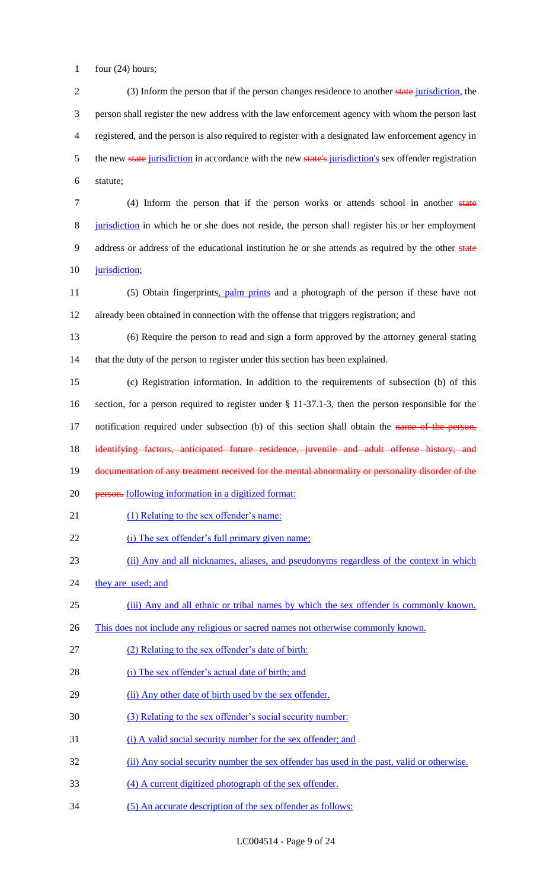four (24) hours;

(3) Inform the person that if the person changes residence to another ~~state~~ jurisdiction, the person shall register the new address with the law enforcement agency with whom the person last registered, and the person is also required to register with a designated law enforcement agency in the new ~~state~~ jurisdiction in accordance with the new ~~state's~~ jurisdiction's sex offender registration statute;

(4) Inform the person that if the person works or attends school in another ~~state~~ jurisdiction in which he or she does not reside, the person shall register his or her employment address or address of the educational institution he or she attends as required by the other ~~state~~ jurisdiction;

(5) Obtain fingerprints, palm prints and a photograph of the person if these have not already been obtained in connection with the offense that triggers registration; and

(6) Require the person to read and sign a form approved by the attorney general stating that the duty of the person to register under this section has been explained.

(c) Registration information. In addition to the requirements of subsection (b) of this section, for a person required to register under § 11-37.1-3, then the person responsible for the notification required under subsection (b) of this section shall obtain the ~~name of the person, identifying factors, anticipated future residence, juvenile and adult offense history, and documentation of any treatment received for the mental abnormality or personality disorder of the person.~~ following information in a digitized format:

(1) Relating to the sex offender's name:

(i) The sex offender's full primary given name;

(ii) Any and all nicknames, aliases, and pseudonyms regardless of the context in which they are used; and

(iii) Any and all ethnic or tribal names by which the sex offender is commonly known. This does not include any religious or sacred names not otherwise commonly known.

(2) Relating to the sex offender's date of birth:

(i) The sex offender's actual date of birth; and

(ii) Any other date of birth used by the sex offender.

(3) Relating to the sex offender's social security number:

(i) A valid social security number for the sex offender; and

(ii) Any social security number the sex offender has used in the past, valid or otherwise.

(4) A current digitized photograph of the sex offender.

(5) An accurate description of the sex offender as follows: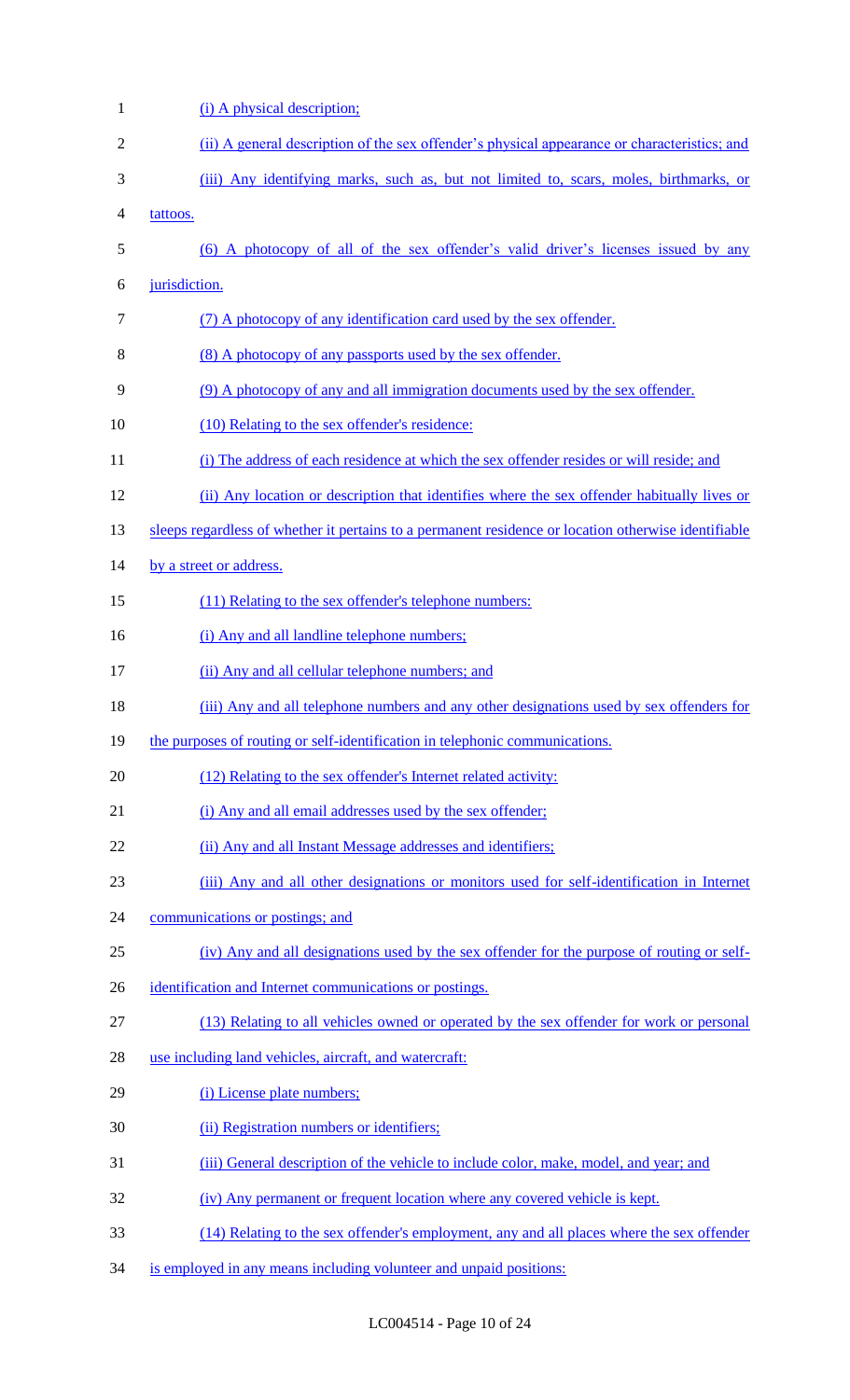(i) A physical description;

(ii) A general description of the sex offender's physical appearance or characteristics; and

(iii) Any identifying marks, such as, but not limited to, scars, moles, birthmarks, or tattoos.

(6) A photocopy of all of the sex offender's valid driver's licenses issued by any jurisdiction.

(7) A photocopy of any identification card used by the sex offender.

(8) A photocopy of any passports used by the sex offender.

(9) A photocopy of any and all immigration documents used by the sex offender.

(10) Relating to the sex offender's residence:

(i) The address of each residence at which the sex offender resides or will reside; and

(ii) Any location or description that identifies where the sex offender habitually lives or sleeps regardless of whether it pertains to a permanent residence or location otherwise identifiable by a street or address.

(11) Relating to the sex offender's telephone numbers:

(i) Any and all landline telephone numbers;

(ii) Any and all cellular telephone numbers; and

(iii) Any and all telephone numbers and any other designations used by sex offenders for the purposes of routing or self-identification in telephonic communications.

(12) Relating to the sex offender's Internet related activity:

(i) Any and all email addresses used by the sex offender;

(ii) Any and all Instant Message addresses and identifiers;

(iii) Any and all other designations or monitors used for self-identification in Internet communications or postings; and

(iv) Any and all designations used by the sex offender for the purpose of routing or self-identification and Internet communications or postings.

(13) Relating to all vehicles owned or operated by the sex offender for work or personal use including land vehicles, aircraft, and watercraft:

(i) License plate numbers;

(ii) Registration numbers or identifiers;

(iii) General description of the vehicle to include color, make, model, and year; and

(iv) Any permanent or frequent location where any covered vehicle is kept.

(14) Relating to the sex offender's employment, any and all places where the sex offender is employed in any means including volunteer and unpaid positions: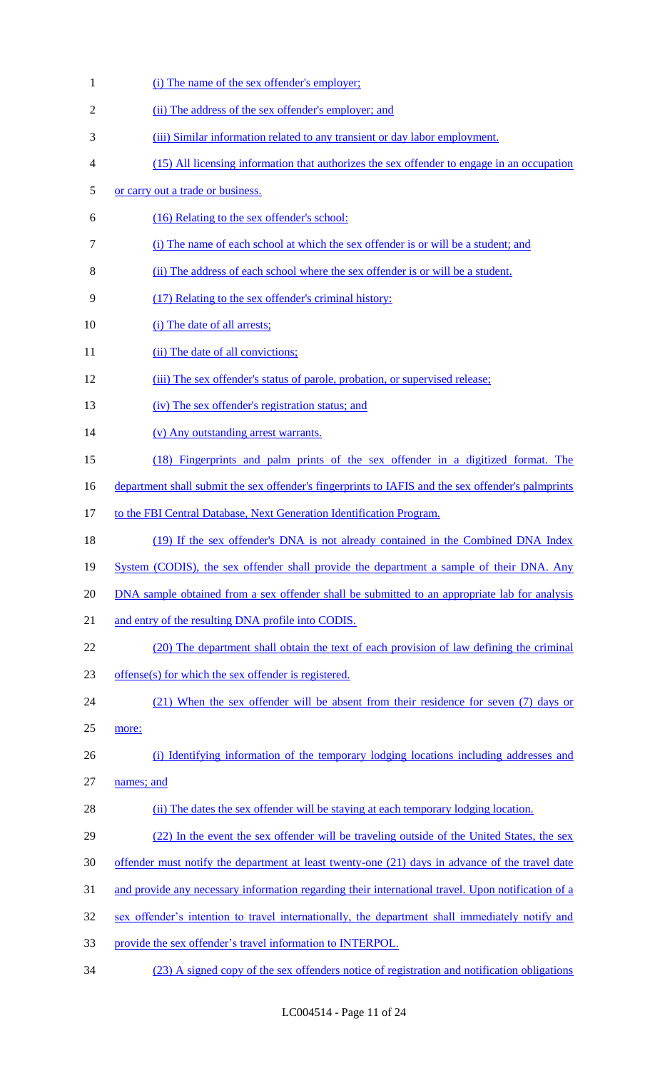(i) The name of the sex offender's employer;

(ii) The address of the sex offender's employer; and

(iii) Similar information related to any transient or day labor employment.

(15) All licensing information that authorizes the sex offender to engage in an occupation or carry out a trade or business.

(16) Relating to the sex offender's school:

(i) The name of each school at which the sex offender is or will be a student; and

(ii) The address of each school where the sex offender is or will be a student.

(17) Relating to the sex offender's criminal history:

(i) The date of all arrests;

(ii) The date of all convictions;

(iii) The sex offender's status of parole, probation, or supervised release;

(iv) The sex offender's registration status; and

(v) Any outstanding arrest warrants.

(18) Fingerprints and palm prints of the sex offender in a digitized format. The department shall submit the sex offender's fingerprints to IAFIS and the sex offender's palmprints to the FBI Central Database, Next Generation Identification Program.

(19) If the sex offender's DNA is not already contained in the Combined DNA Index System (CODIS), the sex offender shall provide the department a sample of their DNA. Any DNA sample obtained from a sex offender shall be submitted to an appropriate lab for analysis and entry of the resulting DNA profile into CODIS.

(20) The department shall obtain the text of each provision of law defining the criminal offense(s) for which the sex offender is registered.

(21) When the sex offender will be absent from their residence for seven (7) days or more:

(i) Identifying information of the temporary lodging locations including addresses and names; and

(ii) The dates the sex offender will be staying at each temporary lodging location.

(22) In the event the sex offender will be traveling outside of the United States, the sex offender must notify the department at least twenty-one (21) days in advance of the travel date and provide any necessary information regarding their international travel. Upon notification of a sex offender's intention to travel internationally, the department shall immediately notify and provide the sex offender's travel information to INTERPOL.

(23) A signed copy of the sex offenders notice of registration and notification obligations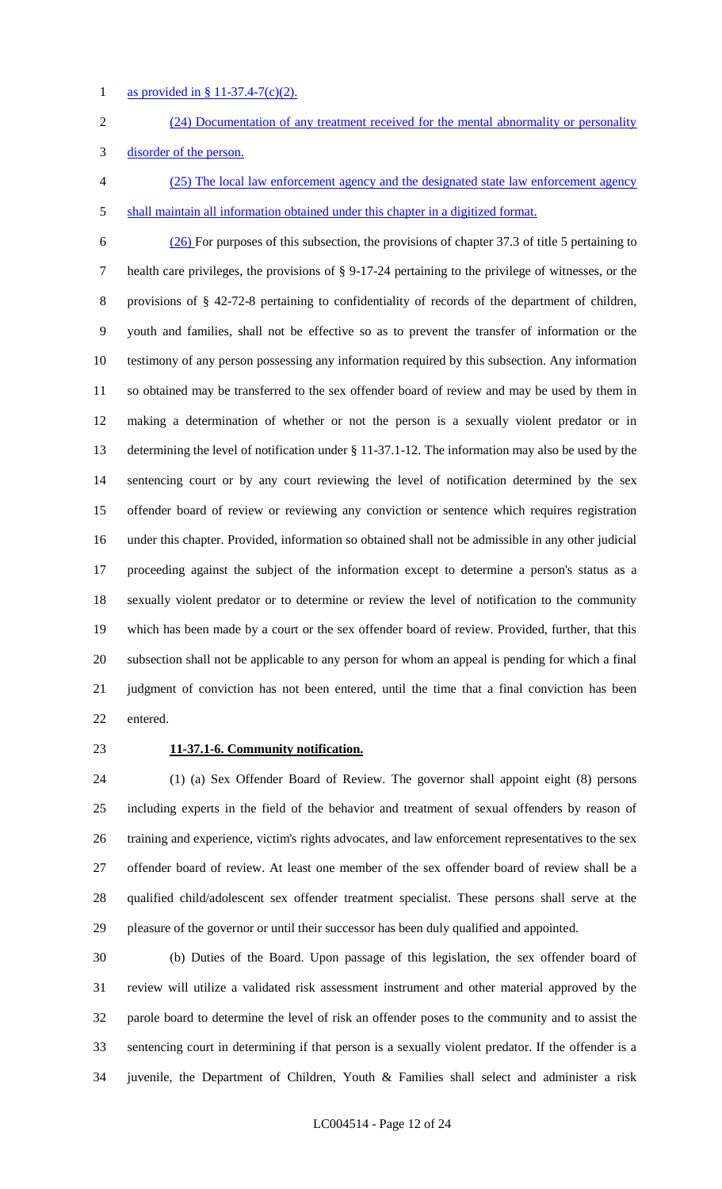as provided in § 11-37.4-7(c)(2).

(24) Documentation of any treatment received for the mental abnormality or personality disorder of the person.

(25) The local law enforcement agency and the designated state law enforcement agency shall maintain all information obtained under this chapter in a digitized format.

(26) For purposes of this subsection, the provisions of chapter 37.3 of title 5 pertaining to health care privileges, the provisions of § 9-17-24 pertaining to the privilege of witnesses, or the provisions of § 42-72-8 pertaining to confidentiality of records of the department of children, youth and families, shall not be effective so as to prevent the transfer of information or the testimony of any person possessing any information required by this subsection. Any information so obtained may be transferred to the sex offender board of review and may be used by them in making a determination of whether or not the person is a sexually violent predator or in determining the level of notification under § 11-37.1-12. The information may also be used by the sentencing court or by any court reviewing the level of notification determined by the sex offender board of review or reviewing any conviction or sentence which requires registration under this chapter. Provided, information so obtained shall not be admissible in any other judicial proceeding against the subject of the information except to determine a person's status as a sexually violent predator or to determine or review the level of notification to the community which has been made by a court or the sex offender board of review. Provided, further, that this subsection shall not be applicable to any person for whom an appeal is pending for which a final judgment of conviction has not been entered, until the time that a final conviction has been entered.

**11-37.1-6. Community notification.**

(1) (a) Sex Offender Board of Review. The governor shall appoint eight (8) persons including experts in the field of the behavior and treatment of sexual offenders by reason of training and experience, victim's rights advocates, and law enforcement representatives to the sex offender board of review. At least one member of the sex offender board of review shall be a qualified child/adolescent sex offender treatment specialist. These persons shall serve at the pleasure of the governor or until their successor has been duly qualified and appointed.

(b) Duties of the Board. Upon passage of this legislation, the sex offender board of review will utilize a validated risk assessment instrument and other material approved by the parole board to determine the level of risk an offender poses to the community and to assist the sentencing court in determining if that person is a sexually violent predator. If the offender is a juvenile, the Department of Children, Youth & Families shall select and administer a risk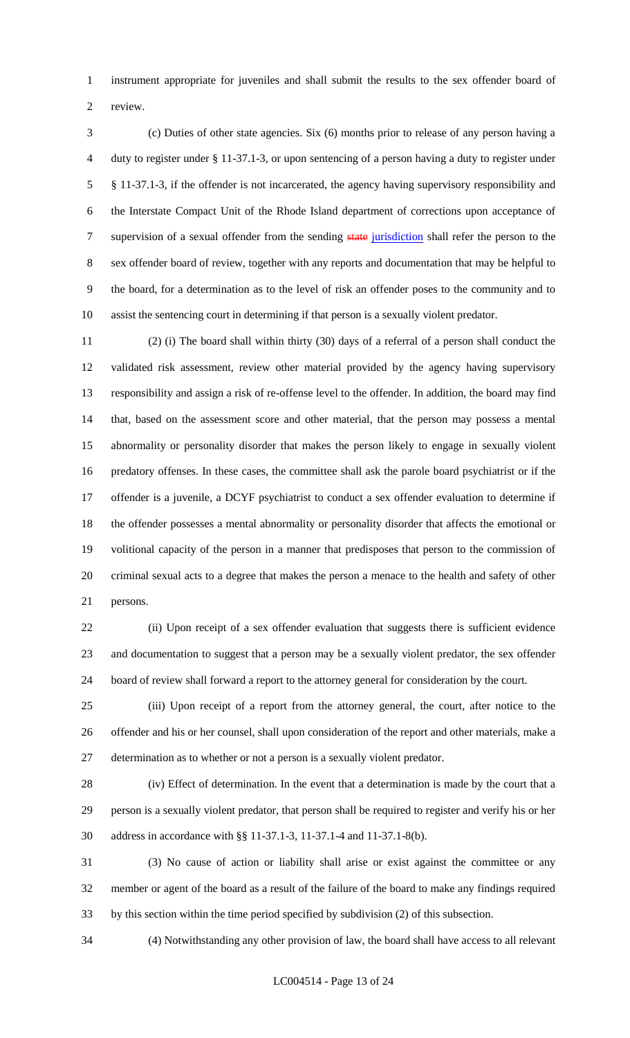instrument appropriate for juveniles and shall submit the results to the sex offender board of review.

(c) Duties of other state agencies. Six (6) months prior to release of any person having a duty to register under § 11-37.1-3, or upon sentencing of a person having a duty to register under § 11-37.1-3, if the offender is not incarcerated, the agency having supervisory responsibility and the Interstate Compact Unit of the Rhode Island department of corrections upon acceptance of supervision of a sexual offender from the sending ~~state~~ jurisdiction shall refer the person to the sex offender board of review, together with any reports and documentation that may be helpful to the board, for a determination as to the level of risk an offender poses to the community and to assist the sentencing court in determining if that person is a sexually violent predator.

(2) (i) The board shall within thirty (30) days of a referral of a person shall conduct the validated risk assessment, review other material provided by the agency having supervisory responsibility and assign a risk of re-offense level to the offender. In addition, the board may find that, based on the assessment score and other material, that the person may possess a mental abnormality or personality disorder that makes the person likely to engage in sexually violent predatory offenses. In these cases, the committee shall ask the parole board psychiatrist or if the offender is a juvenile, a DCYF psychiatrist to conduct a sex offender evaluation to determine if the offender possesses a mental abnormality or personality disorder that affects the emotional or volitional capacity of the person in a manner that predisposes that person to the commission of criminal sexual acts to a degree that makes the person a menace to the health and safety of other persons.

(ii) Upon receipt of a sex offender evaluation that suggests there is sufficient evidence and documentation to suggest that a person may be a sexually violent predator, the sex offender board of review shall forward a report to the attorney general for consideration by the court.

(iii) Upon receipt of a report from the attorney general, the court, after notice to the offender and his or her counsel, shall upon consideration of the report and other materials, make a determination as to whether or not a person is a sexually violent predator.

(iv) Effect of determination. In the event that a determination is made by the court that a person is a sexually violent predator, that person shall be required to register and verify his or her address in accordance with §§ 11-37.1-3, 11-37.1-4 and 11-37.1-8(b).

(3) No cause of action or liability shall arise or exist against the committee or any member or agent of the board as a result of the failure of the board to make any findings required by this section within the time period specified by subdivision (2) of this subsection.

(4) Notwithstanding any other provision of law, the board shall have access to all relevant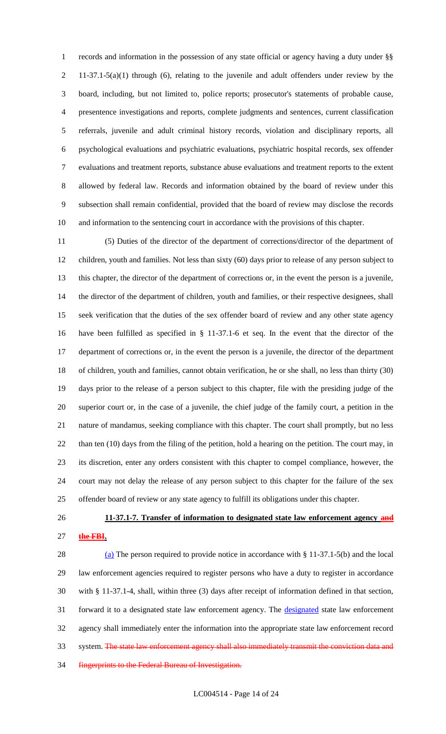records and information in the possession of any state official or agency having a duty under §§ 11-37.1-5(a)(1) through (6), relating to the juvenile and adult offenders under review by the board, including, but not limited to, police reports; prosecutor's statements of probable cause, presentence investigations and reports, complete judgments and sentences, current classification referrals, juvenile and adult criminal history records, violation and disciplinary reports, all psychological evaluations and psychiatric evaluations, psychiatric hospital records, sex offender evaluations and treatment reports, substance abuse evaluations and treatment reports to the extent allowed by federal law. Records and information obtained by the board of review under this subsection shall remain confidential, provided that the board of review may disclose the records and information to the sentencing court in accordance with the provisions of this chapter.

(5) Duties of the director of the department of corrections/director of the department of children, youth and families. Not less than sixty (60) days prior to release of any person subject to this chapter, the director of the department of corrections or, in the event the person is a juvenile, the director of the department of children, youth and families, or their respective designees, shall seek verification that the duties of the sex offender board of review and any other state agency have been fulfilled as specified in § 11-37.1-6 et seq. In the event that the director of the department of corrections or, in the event the person is a juvenile, the director of the department of children, youth and families, cannot obtain verification, he or she shall, no less than thirty (30) days prior to the release of a person subject to this chapter, file with the presiding judge of the superior court or, in the case of a juvenile, the chief judge of the family court, a petition in the nature of mandamus, seeking compliance with this chapter. The court shall promptly, but no less than ten (10) days from the filing of the petition, hold a hearing on the petition. The court may, in its discretion, enter any orders consistent with this chapter to compel compliance, however, the court may not delay the release of any person subject to this chapter for the failure of the sex offender board of review or any state agency to fulfill its obligations under this chapter.

**11-37.1-7. Transfer of information to designated state law enforcement agency ~~and the FBI~~.**

(a) The person required to provide notice in accordance with § 11-37.1-5(b) and the local law enforcement agencies required to register persons who have a duty to register in accordance with § 11-37.1-4, shall, within three (3) days after receipt of information defined in that section, forward it to a designated state law enforcement agency. The designated state law enforcement agency shall immediately enter the information into the appropriate state law enforcement record system. ~~The state law enforcement agency shall also immediately transmit the conviction data and fingerprints to the Federal Bureau of Investigation.~~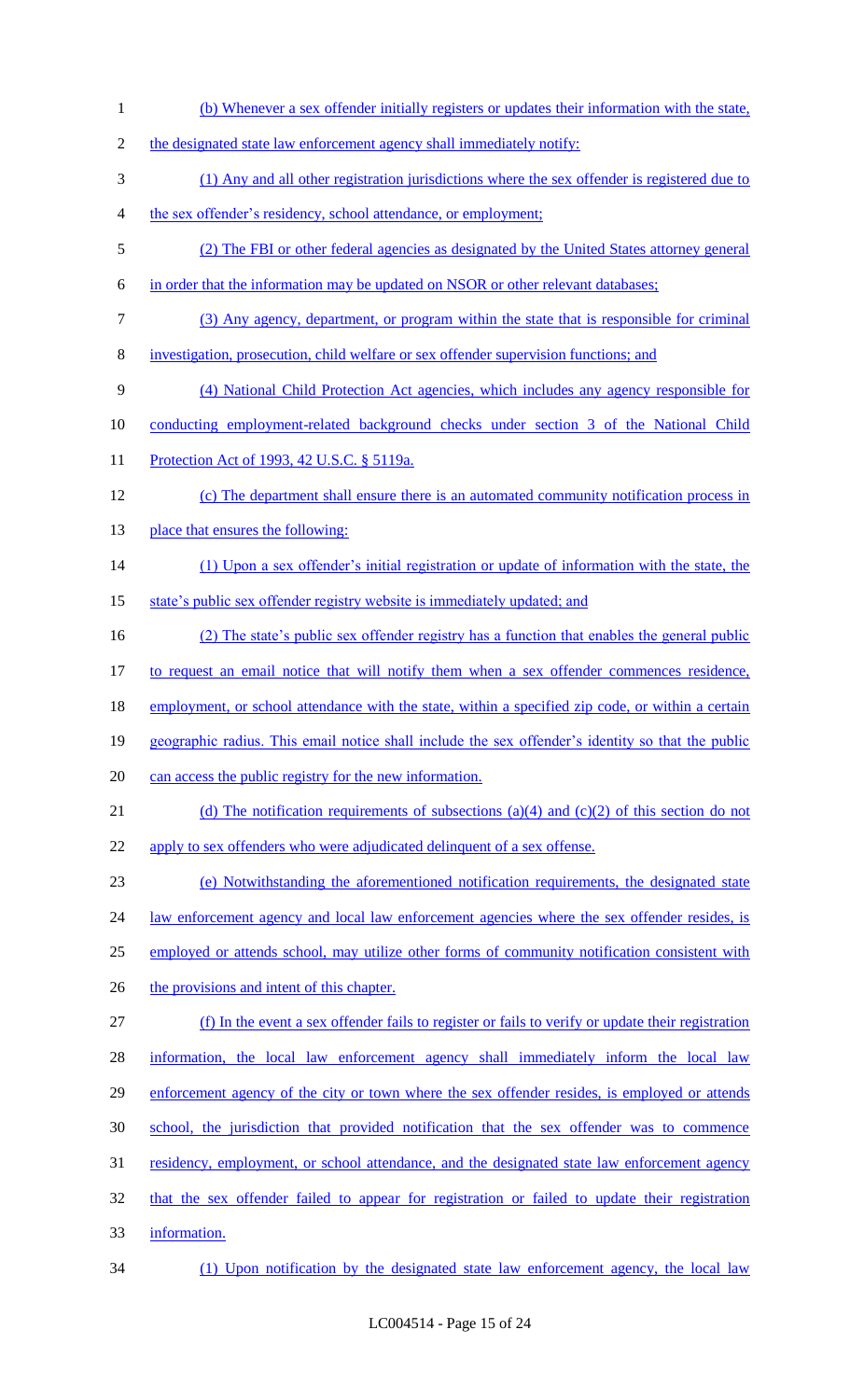(b) Whenever a sex offender initially registers or updates their information with the state, the designated state law enforcement agency shall immediately notify:

(1) Any and all other registration jurisdictions where the sex offender is registered due to the sex offender's residency, school attendance, or employment;

(2) The FBI or other federal agencies as designated by the United States attorney general in order that the information may be updated on NSOR or other relevant databases;

(3) Any agency, department, or program within the state that is responsible for criminal investigation, prosecution, child welfare or sex offender supervision functions; and

(4) National Child Protection Act agencies, which includes any agency responsible for conducting employment-related background checks under section 3 of the National Child Protection Act of 1993, 42 U.S.C. § 5119a.

(c) The department shall ensure there is an automated community notification process in place that ensures the following:

(1) Upon a sex offender's initial registration or update of information with the state, the state's public sex offender registry website is immediately updated; and

(2) The state's public sex offender registry has a function that enables the general public to request an email notice that will notify them when a sex offender commences residence, employment, or school attendance with the state, within a specified zip code, or within a certain geographic radius. This email notice shall include the sex offender's identity so that the public can access the public registry for the new information.

(d) The notification requirements of subsections (a)(4) and (c)(2) of this section do not apply to sex offenders who were adjudicated delinquent of a sex offense.

(e) Notwithstanding the aforementioned notification requirements, the designated state law enforcement agency and local law enforcement agencies where the sex offender resides, is employed or attends school, may utilize other forms of community notification consistent with the provisions and intent of this chapter.

(f) In the event a sex offender fails to register or fails to verify or update their registration information, the local law enforcement agency shall immediately inform the local law enforcement agency of the city or town where the sex offender resides, is employed or attends school, the jurisdiction that provided notification that the sex offender was to commence residency, employment, or school attendance, and the designated state law enforcement agency that the sex offender failed to appear for registration or failed to update their registration information.

(1) Upon notification by the designated state law enforcement agency, the local law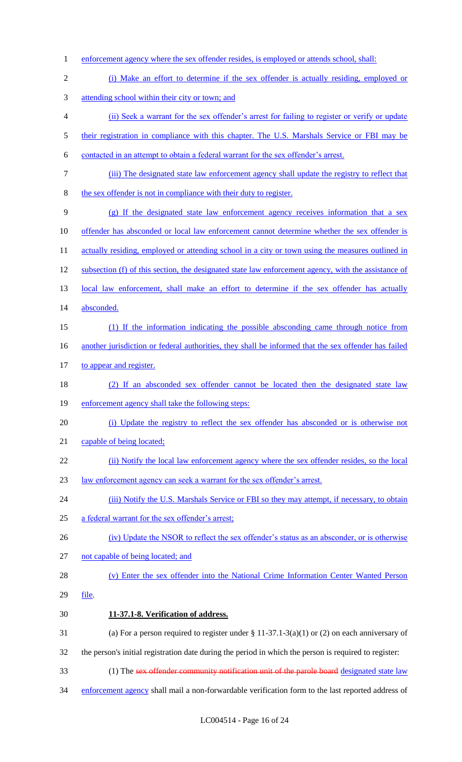enforcement agency where the sex offender resides, is employed or attends school, shall:

(i) Make an effort to determine if the sex offender is actually residing, employed or attending school within their city or town; and

(ii) Seek a warrant for the sex offender's arrest for failing to register or verify or update their registration in compliance with this chapter. The U.S. Marshals Service or FBI may be contacted in an attempt to obtain a federal warrant for the sex offender's arrest.

(iii) The designated state law enforcement agency shall update the registry to reflect that the sex offender is not in compliance with their duty to register.

(g) If the designated state law enforcement agency receives information that a sex offender has absconded or local law enforcement cannot determine whether the sex offender is actually residing, employed or attending school in a city or town using the measures outlined in subsection (f) of this section, the designated state law enforcement agency, with the assistance of local law enforcement, shall make an effort to determine if the sex offender has actually absconded.

(1) If the information indicating the possible absconding came through notice from another jurisdiction or federal authorities, they shall be informed that the sex offender has failed to appear and register.

(2) If an absconded sex offender cannot be located then the designated state law enforcement agency shall take the following steps:

(i) Update the registry to reflect the sex offender has absconded or is otherwise not capable of being located;

(ii) Notify the local law enforcement agency where the sex offender resides, so the local law enforcement agency can seek a warrant for the sex offender's arrest.

(iii) Notify the U.S. Marshals Service or FBI so they may attempt, if necessary, to obtain a federal warrant for the sex offender's arrest;

(iv) Update the NSOR to reflect the sex offender's status as an absconder, or is otherwise not capable of being located; and

(v) Enter the sex offender into the National Crime Information Center Wanted Person file.

**11-37.1-8. Verification of address.**

(a) For a person required to register under § 11-37.1-3(a)(1) or (2) on each anniversary of the person's initial registration date during the period in which the person is required to register:

(1) The ~~sex offender community notification unit of the parole board~~ designated state law enforcement agency shall mail a non-forwardable verification form to the last reported address of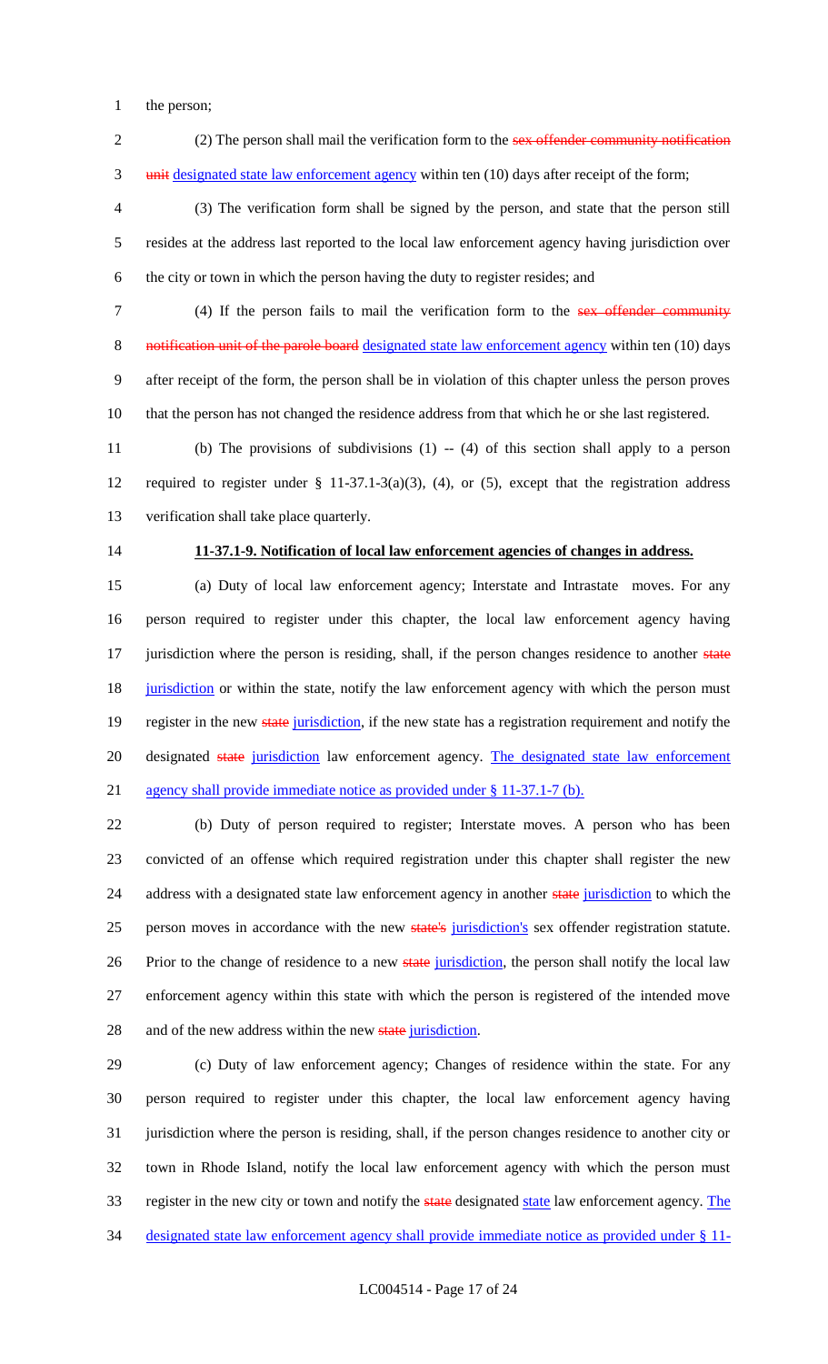the person;

(2) The person shall mail the verification form to the ~~sex offender community notification unit~~ designated state law enforcement agency within ten (10) days after receipt of the form;

(3) The verification form shall be signed by the person, and state that the person still resides at the address last reported to the local law enforcement agency having jurisdiction over the city or town in which the person having the duty to register resides; and

(4) If the person fails to mail the verification form to the ~~sex offender community notification unit of the parole board~~ designated state law enforcement agency within ten (10) days after receipt of the form, the person shall be in violation of this chapter unless the person proves that the person has not changed the residence address from that which he or she last registered.

(b) The provisions of subdivisions (1) -- (4) of this section shall apply to a person required to register under § 11-37.1-3(a)(3), (4), or (5), except that the registration address verification shall take place quarterly.

**11-37.1-9. Notification of local law enforcement agencies of changes in address.**

(a) Duty of local law enforcement agency; Interstate and Intrastate moves. For any person required to register under this chapter, the local law enforcement agency having jurisdiction where the person is residing, shall, if the person changes residence to another ~~state~~ jurisdiction or within the state, notify the law enforcement agency with which the person must register in the new ~~state~~ jurisdiction, if the new state has a registration requirement and notify the designated ~~state~~ jurisdiction law enforcement agency. The designated state law enforcement agency shall provide immediate notice as provided under § 11-37.1-7 (b).

(b) Duty of person required to register; Interstate moves. A person who has been convicted of an offense which required registration under this chapter shall register the new address with a designated state law enforcement agency in another ~~state~~ jurisdiction to which the person moves in accordance with the new ~~state's~~ jurisdiction's sex offender registration statute. Prior to the change of residence to a new ~~state~~ jurisdiction, the person shall notify the local law enforcement agency within this state with which the person is registered of the intended move and of the new address within the new ~~state~~ jurisdiction.

(c) Duty of law enforcement agency; Changes of residence within the state. For any person required to register under this chapter, the local law enforcement agency having jurisdiction where the person is residing, shall, if the person changes residence to another city or town in Rhode Island, notify the local law enforcement agency with which the person must register in the new city or town and notify the ~~state~~ designated state law enforcement agency. The designated state law enforcement agency shall provide immediate notice as provided under § 11-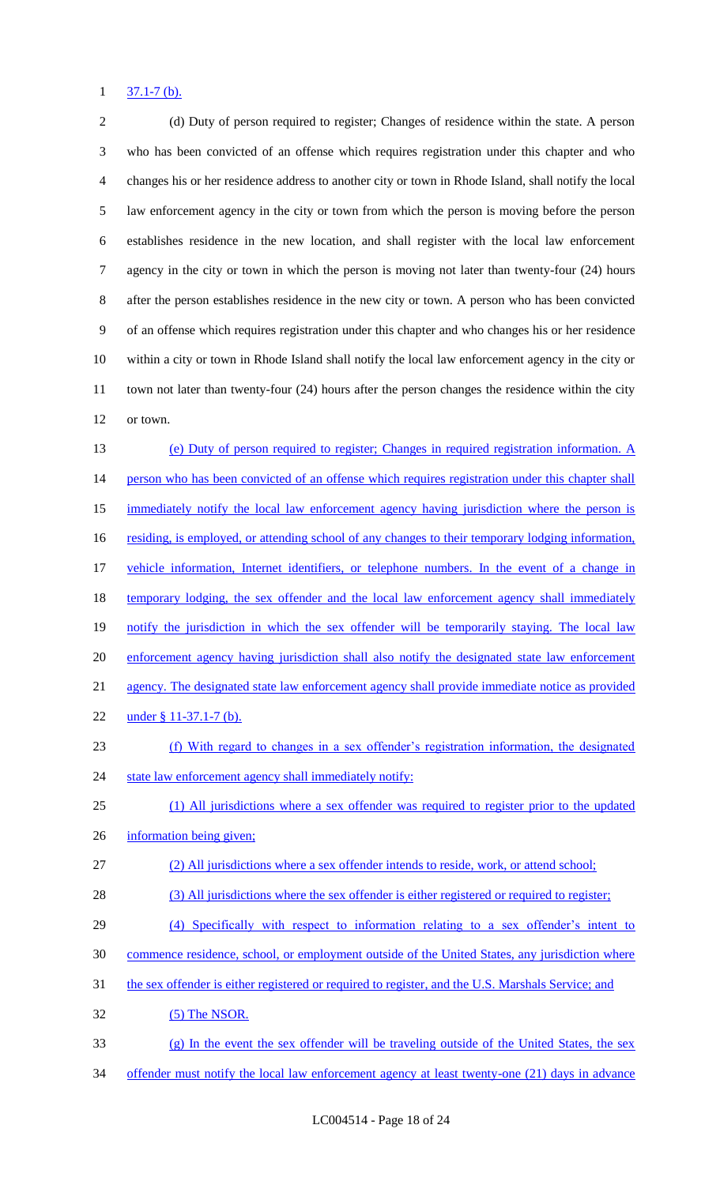37.1-7 (b).

(d) Duty of person required to register; Changes of residence within the state. A person who has been convicted of an offense which requires registration under this chapter and who changes his or her residence address to another city or town in Rhode Island, shall notify the local law enforcement agency in the city or town from which the person is moving before the person establishes residence in the new location, and shall register with the local law enforcement agency in the city or town in which the person is moving not later than twenty-four (24) hours after the person establishes residence in the new city or town. A person who has been convicted of an offense which requires registration under this chapter and who changes his or her residence within a city or town in Rhode Island shall notify the local law enforcement agency in the city or town not later than twenty-four (24) hours after the person changes the residence within the city or town.

(e) Duty of person required to register; Changes in required registration information. A person who has been convicted of an offense which requires registration under this chapter shall immediately notify the local law enforcement agency having jurisdiction where the person is residing, is employed, or attending school of any changes to their temporary lodging information, vehicle information, Internet identifiers, or telephone numbers. In the event of a change in temporary lodging, the sex offender and the local law enforcement agency shall immediately notify the jurisdiction in which the sex offender will be temporarily staying. The local law enforcement agency having jurisdiction shall also notify the designated state law enforcement agency. The designated state law enforcement agency shall provide immediate notice as provided under § 11-37.1-7 (b).

(f) With regard to changes in a sex offender's registration information, the designated state law enforcement agency shall immediately notify:

(1) All jurisdictions where a sex offender was required to register prior to the updated information being given;

(2) All jurisdictions where a sex offender intends to reside, work, or attend school;

(3) All jurisdictions where the sex offender is either registered or required to register;

(4) Specifically with respect to information relating to a sex offender's intent to commence residence, school, or employment outside of the United States, any jurisdiction where the sex offender is either registered or required to register, and the U.S. Marshals Service; and

(5) The NSOR.

(g) In the event the sex offender will be traveling outside of the United States, the sex offender must notify the local law enforcement agency at least twenty-one (21) days in advance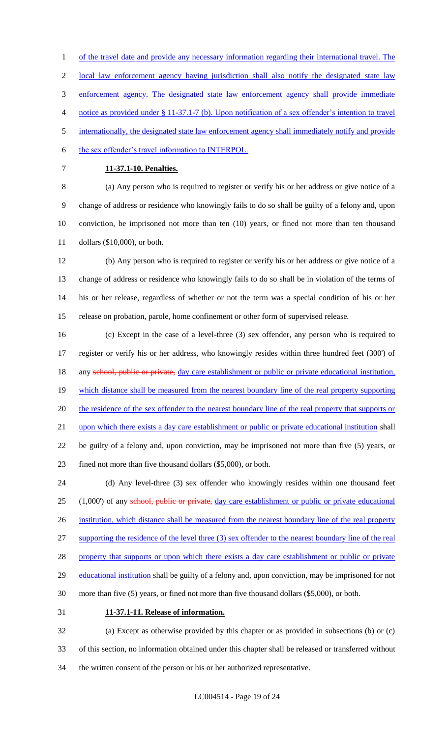of the travel date and provide any necessary information regarding their international travel. The local law enforcement agency having jurisdiction shall also notify the designated state law enforcement agency. The designated state law enforcement agency shall provide immediate notice as provided under § 11-37.1-7 (b). Upon notification of a sex offender's intention to travel internationally, the designated state law enforcement agency shall immediately notify and provide the sex offender's travel information to INTERPOL.

**11-37.1-10. Penalties.**

(a) Any person who is required to register or verify his or her address or give notice of a change of address or residence who knowingly fails to do so shall be guilty of a felony and, upon conviction, be imprisoned not more than ten (10) years, or fined not more than ten thousand dollars ($10,000), or both.

(b) Any person who is required to register or verify his or her address or give notice of a change of address or residence who knowingly fails to do so shall be in violation of the terms of his or her release, regardless of whether or not the term was a special condition of his or her release on probation, parole, home confinement or other form of supervised release.

(c) Except in the case of a level-three (3) sex offender, any person who is required to register or verify his or her address, who knowingly resides within three hundred feet (300') of any ~~school, public or private,~~ day care establishment or public or private educational institution, which distance shall be measured from the nearest boundary line of the real property supporting the residence of the sex offender to the nearest boundary line of the real property that supports or upon which there exists a day care establishment or public or private educational institution shall be guilty of a felony and, upon conviction, may be imprisoned not more than five (5) years, or fined not more than five thousand dollars ($5,000), or both.

(d) Any level-three (3) sex offender who knowingly resides within one thousand feet (1,000') of any ~~school, public or private,~~ day care establishment or public or private educational institution, which distance shall be measured from the nearest boundary line of the real property supporting the residence of the level three (3) sex offender to the nearest boundary line of the real property that supports or upon which there exists a day care establishment or public or private educational institution shall be guilty of a felony and, upon conviction, may be imprisoned for not more than five (5) years, or fined not more than five thousand dollars ($5,000), or both.

**11-37.1-11. Release of information.**

(a) Except as otherwise provided by this chapter or as provided in subsections (b) or (c) of this section, no information obtained under this chapter shall be released or transferred without the written consent of the person or his or her authorized representative.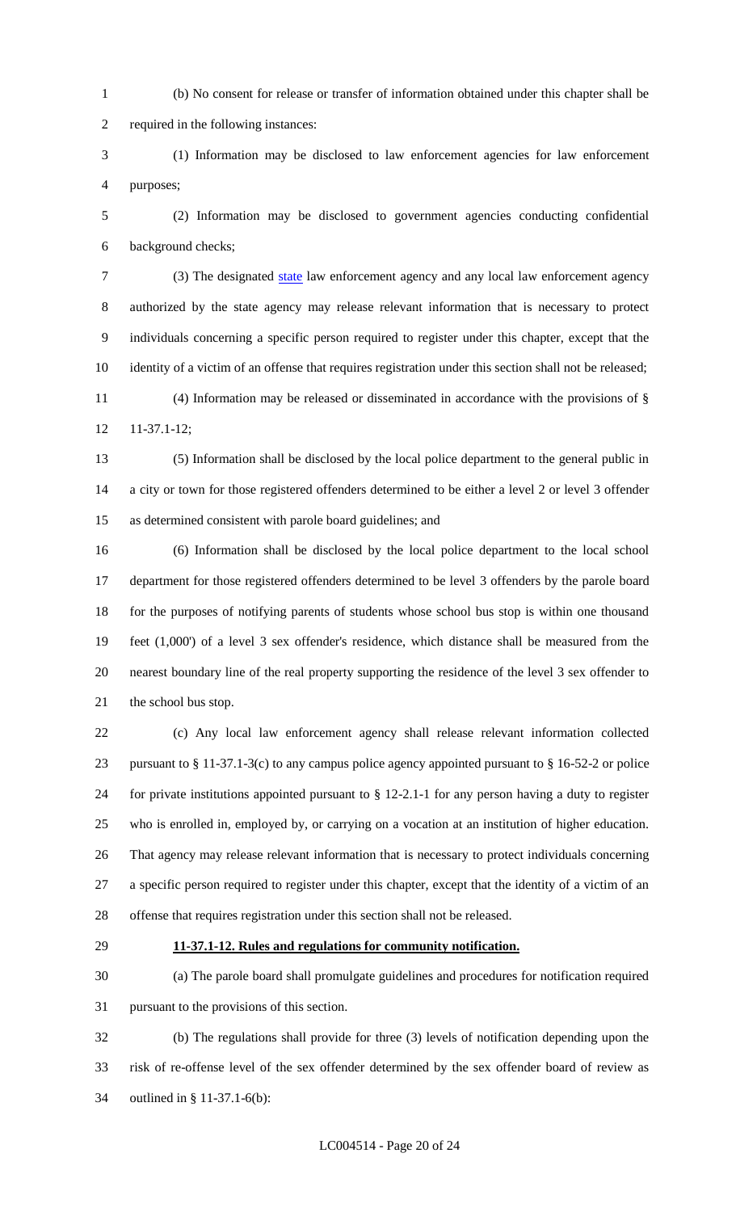(b) No consent for release or transfer of information obtained under this chapter shall be required in the following instances:

(1) Information may be disclosed to law enforcement agencies for law enforcement purposes;

(2) Information may be disclosed to government agencies conducting confidential background checks;

(3) The designated state law enforcement agency and any local law enforcement agency authorized by the state agency may release relevant information that is necessary to protect individuals concerning a specific person required to register under this chapter, except that the identity of a victim of an offense that requires registration under this section shall not be released;

(4) Information may be released or disseminated in accordance with the provisions of § 11-37.1-12;

(5) Information shall be disclosed by the local police department to the general public in a city or town for those registered offenders determined to be either a level 2 or level 3 offender as determined consistent with parole board guidelines; and

(6) Information shall be disclosed by the local police department to the local school department for those registered offenders determined to be level 3 offenders by the parole board for the purposes of notifying parents of students whose school bus stop is within one thousand feet (1,000') of a level 3 sex offender's residence, which distance shall be measured from the nearest boundary line of the real property supporting the residence of the level 3 sex offender to the school bus stop.

(c) Any local law enforcement agency shall release relevant information collected pursuant to § 11-37.1-3(c) to any campus police agency appointed pursuant to § 16-52-2 or police for private institutions appointed pursuant to § 12-2.1-1 for any person having a duty to register who is enrolled in, employed by, or carrying on a vocation at an institution of higher education. That agency may release relevant information that is necessary to protect individuals concerning a specific person required to register under this chapter, except that the identity of a victim of an offense that requires registration under this section shall not be released.

**11-37.1-12. Rules and regulations for community notification.**

(a) The parole board shall promulgate guidelines and procedures for notification required pursuant to the provisions of this section.

(b) The regulations shall provide for three (3) levels of notification depending upon the risk of re-offense level of the sex offender determined by the sex offender board of review as outlined in § 11-37.1-6(b):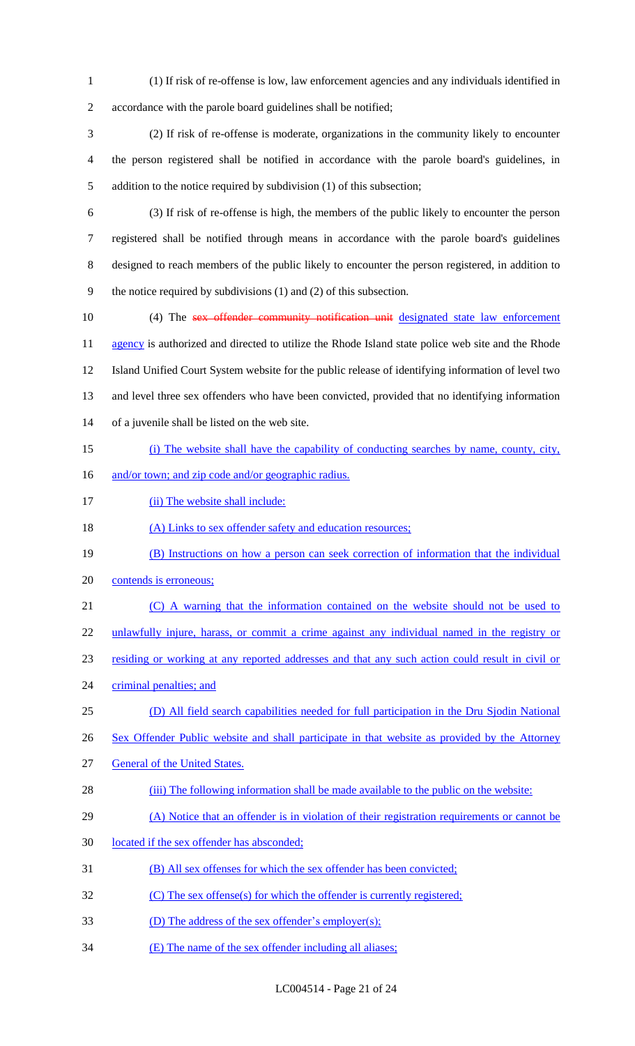(1) If risk of re-offense is low, law enforcement agencies and any individuals identified in accordance with the parole board guidelines shall be notified;

(2) If risk of re-offense is moderate, organizations in the community likely to encounter the person registered shall be notified in accordance with the parole board's guidelines, in addition to the notice required by subdivision (1) of this subsection;

(3) If risk of re-offense is high, the members of the public likely to encounter the person registered shall be notified through means in accordance with the parole board's guidelines designed to reach members of the public likely to encounter the person registered, in addition to the notice required by subdivisions (1) and (2) of this subsection.

(4) The ~~sex offender community notification unit~~ designated state law enforcement agency is authorized and directed to utilize the Rhode Island state police web site and the Rhode Island Unified Court System website for the public release of identifying information of level two and level three sex offenders who have been convicted, provided that no identifying information of a juvenile shall be listed on the web site.

(i) The website shall have the capability of conducting searches by name, county, city, and/or town; and zip code and/or geographic radius.

(ii) The website shall include:

(A) Links to sex offender safety and education resources;

(B) Instructions on how a person can seek correction of information that the individual contends is erroneous;

(C) A warning that the information contained on the website should not be used to unlawfully injure, harass, or commit a crime against any individual named in the registry or residing or working at any reported addresses and that any such action could result in civil or criminal penalties; and

(D) All field search capabilities needed for full participation in the Dru Sjodin National Sex Offender Public website and shall participate in that website as provided by the Attorney General of the United States.

(iii) The following information shall be made available to the public on the website:

(A) Notice that an offender is in violation of their registration requirements or cannot be located if the sex offender has absconded;

(B) All sex offenses for which the sex offender has been convicted;

(C) The sex offense(s) for which the offender is currently registered;

(D) The address of the sex offender's employer(s);

(E) The name of the sex offender including all aliases;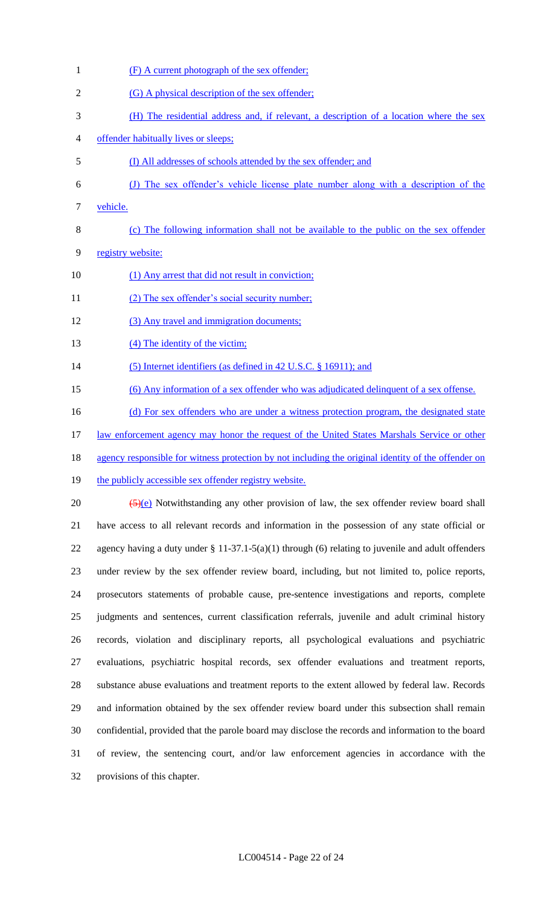(F) A current photograph of the sex offender;

(G) A physical description of the sex offender;

(H) The residential address and, if relevant, a description of a location where the sex offender habitually lives or sleeps;

(I) All addresses of schools attended by the sex offender; and

(J) The sex offender's vehicle license plate number along with a description of the vehicle.

(c) The following information shall not be available to the public on the sex offender registry website:

(1) Any arrest that did not result in conviction;

(2) The sex offender's social security number;

(3) Any travel and immigration documents;

(4) The identity of the victim;

(5) Internet identifiers (as defined in 42 U.S.C. § 16911); and

(6) Any information of a sex offender who was adjudicated delinquent of a sex offense.

(d) For sex offenders who are under a witness protection program, the designated state law enforcement agency may honor the request of the United States Marshals Service or other agency responsible for witness protection by not including the original identity of the offender on the publicly accessible sex offender registry website.

~~(5)~~(e) Notwithstanding any other provision of law, the sex offender review board shall have access to all relevant records and information in the possession of any state official or agency having a duty under § 11-37.1-5(a)(1) through (6) relating to juvenile and adult offenders under review by the sex offender review board, including, but not limited to, police reports, prosecutors statements of probable cause, pre-sentence investigations and reports, complete judgments and sentences, current classification referrals, juvenile and adult criminal history records, violation and disciplinary reports, all psychological evaluations and psychiatric evaluations, psychiatric hospital records, sex offender evaluations and treatment reports, substance abuse evaluations and treatment reports to the extent allowed by federal law. Records and information obtained by the sex offender review board under this subsection shall remain confidential, provided that the parole board may disclose the records and information to the board of review, the sentencing court, and/or law enforcement agencies in accordance with the provisions of this chapter.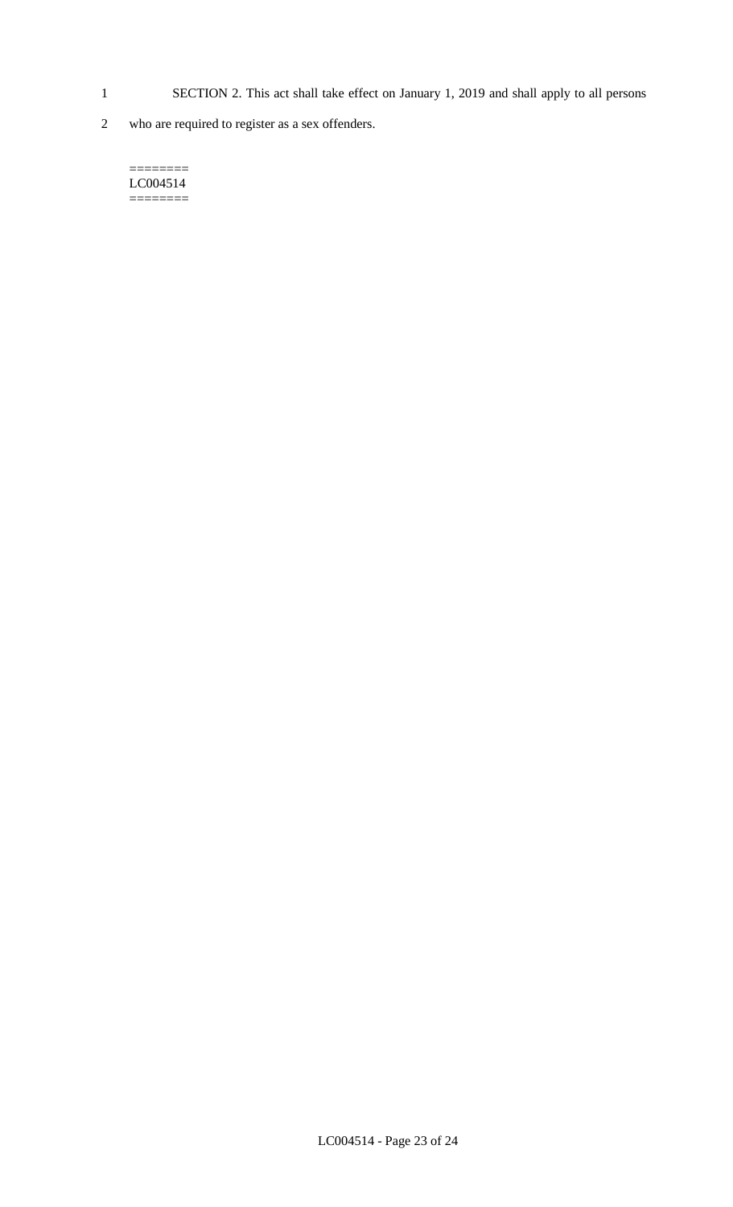SECTION 2. This act shall take effect on January 1, 2019 and shall apply to all persons who are required to register as a sex offenders.

========
LC004514
========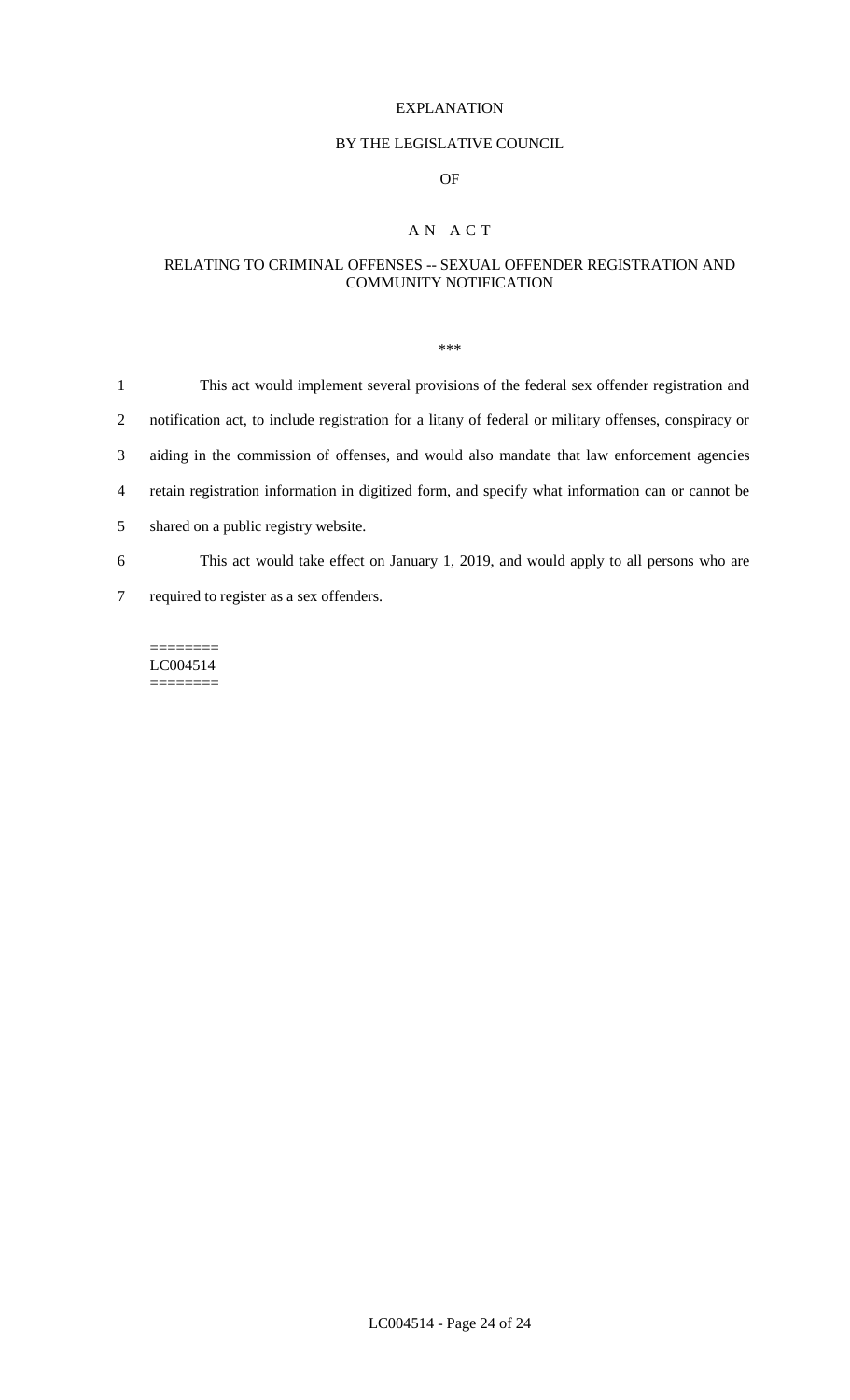EXPLANATION

BY THE LEGISLATIVE COUNCIL

OF

A N A C T

RELATING TO CRIMINAL OFFENSES -- SEXUAL OFFENDER REGISTRATION AND COMMUNITY NOTIFICATION

\*\*\*

1 This act would implement several provisions of the federal sex offender registration and
2 notification act, to include registration for a litany of federal or military offenses, conspiracy or
3 aiding in the commission of offenses, and would also mandate that law enforcement agencies
4 retain registration information in digitized form, and specify what information can or cannot be
5 shared on a public registry website.

6 This act would take effect on January 1, 2019, and would apply to all persons who are
7 required to register as a sex offenders.

========
LC004514
========